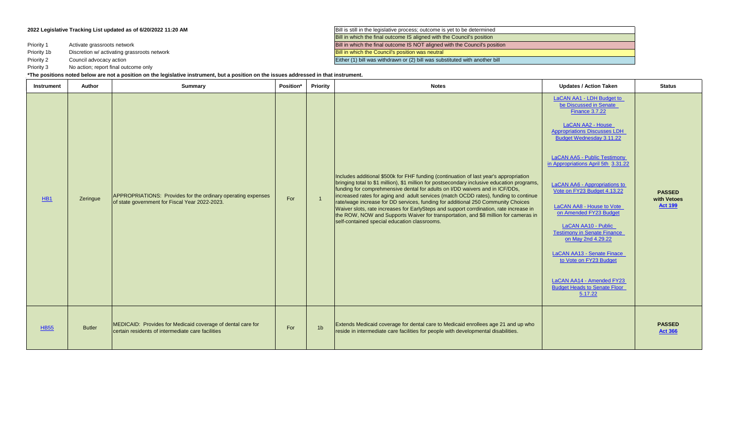**2022 Legislative Tracking List updated as of 6/20/2022 11:20 AM**

| Priority | Description |
|---|---|
| Priority 1 | Activate grassroots network |
| Priority 1b | Discretion w/ activating grassroots network |
| Priority 2 | Council advocacy action |
| Priority 3 | No action; report final outcome only |

| Legend |
|---|
| Bill is still in the legislative process; outcome is yet to be determined |
| Bill in which the final outcome IS aligned with the Council's position |
| Bill in which the final outcome IS NOT aligned with the Council's position |
| Bill in which the Council's position was neutral |
| Either (1) bill was withdrawn or (2) bill was substituted with another bill |

***The positions noted below are not a position on the legislative instrument, but a position on the issues addressed in that instrument.**

| Instrument | Author | Summary | Position* | Priority | Notes | Updates / Action Taken | Status |
|---|---|---|---|---|---|---|---|
| HB1 | Zeringue | APPROPRIATIONS: Provides for the ordinary operating expenses of state government for Fiscal Year 2022-2023. | For | 1 | Includes additional $500k for FHF funding (continuation of last year's appropriation bringing total to $1 million), $1 million for postsecondary inclusive education programs, funding for comprehmensive dental for adults on I/DD waivers and in ICF/DDs, increased rates for aging and adult services (match OCDD rates), funding to continue rate/wage increase for DD services, funding for additional 250 Community Choices Waiver slots, rate increases for EarlySteps and support corrdination, rate increase in the ROW, NOW and Supports Waiver for transportation, and $8 million for cameras in self-contained special education classrooms. | LaCAN AA1 - LDH Budget to be Discussed in Senate Finance 3.7.22<br><br>LaCAN AA2 - House Appropriations Discusses LDH Budget Wednesday 3.11.22<br><br>LaCAN AA5 - Public Testimony in Appropriations April 5th 3.31.22<br><br>LaCAN AA6 - Appropriations to Vote on FY23 Budget 4.13.22<br><br>LaCAN AA8 - House to Vote on Amended FY23 Budget<br><br>LaCAN AA10 - Public Testimony in Senate Finance on May 2nd 4.29.22<br><br>LaCAN AA13 - Senate Finace to Vote on FY23 Budget<br><br>LaCAN AA14 - Amended FY23 Budget Heads to Senate Floor 5.17.22 | **PASSED with Vetoes Act 199** |
| HB55 | Butler | MEDICAID: Provides for Medicaid coverage of dental care for certain residents of intermediate care facilities | For | 1b | Extends Medicaid coverage for dental care to Medicaid enrollees age 21 and up who reside in intermediate care facilities for people with developmental disabilities. | | **PASSED Act 366** |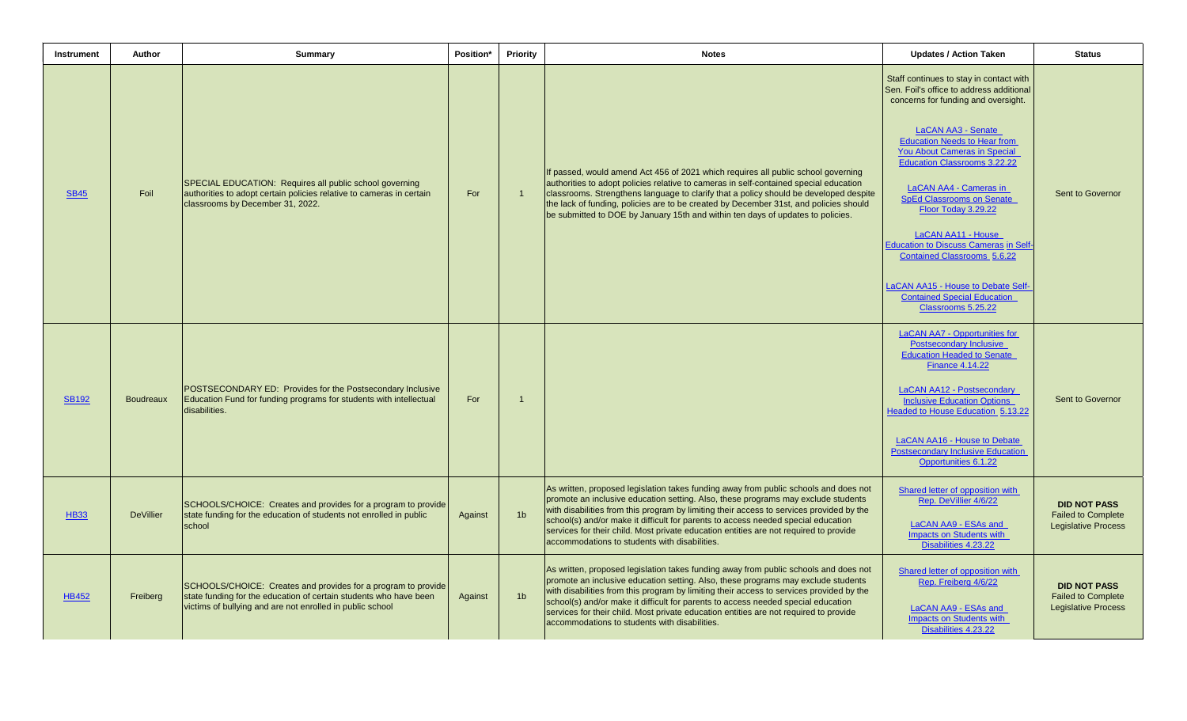| Instrument | Author | Summary | Position* | Priority | Notes | Updates / Action Taken | Status |
|---|---|---|---|---|---|---|---|
| SB45 | Foil | SPECIAL EDUCATION: Requires all public school governing authorities to adopt certain policies relative to cameras in certain classrooms by December 31, 2022. | For | 1 | If passed, would amend Act 456 of 2021 which requires all public school governing authorities to adopt policies relative to cameras in self-contained special education classrooms. Strengthens language to clarify that a policy should be developed despite the lack of funding, policies are to be created by December 31st, and policies should be submitted to DOE by January 15th and within ten days of updates to policies. | Staff continues to stay in contact with Sen. Foil's office to address additional concerns for funding and oversight.<br><br>LaCAN AA3 - Senate Education Needs to Hear from You About Cameras in Special Education Classrooms 3.22.22<br><br>LaCAN AA4 - Cameras in SpEd Classrooms on Senate Floor Today 3.29.22<br><br>LaCAN AA11 - House Education to Discuss Cameras in Self-Contained Classrooms 5.6.22<br><br>LaCAN AA15 - House to Debate Self-Contained Special Education Classrooms 5.25.22 | Sent to Governor |
| SB192 | Boudreaux | POSTSECONDARY ED: Provides for the Postsecondary Inclusive Education Fund for funding programs for students with intellectual disabilities. | For | 1 | | LaCAN AA7 - Opportunities for Postsecondary Inclusive Education Headed to Senate Finance 4.14.22<br><br>LaCAN AA12 - Postsecondary Inclusive Education Options Headed to House Education 5.13.22<br><br>LaCAN AA16 - House to Debate Postsecondary Inclusive Education Opportunities 6.1.22 | Sent to Governor |
| HB33 | DeVillier | SCHOOLS/CHOICE: Creates and provides for a program to provide state funding for the education of students not enrolled in public school | Against | 1b | As written, proposed legislation takes funding away from public schools and does not promote an inclusive education setting. Also, these programs may exclude students with disabilities from this program by limiting their access to services provided by the school(s) and/or make it difficult for parents to access needed special education services for their child. Most private education entities are not required to provide accommodations to students with disabilities. | Shared letter of opposition with Rep. DeVillier 4/6/22<br><br>LaCAN AA9 - ESAs and Impacts on Students with Disabilities 4.23.22 | **DID NOT PASS**<br>Failed to Complete Legislative Process |
| HB452 | Freiberg | SCHOOLS/CHOICE: Creates and provides for a program to provide state funding for the education of certain students who have been victims of bullying and are not enrolled in public school | Against | 1b | As written, proposed legislation takes funding away from public schools and does not promote an inclusive education setting. Also, these programs may exclude students with disabilities from this program by limiting their access to services provided by the school(s) and/or make it difficult for parents to access needed special education services for their child. Most private education entities are not required to provide accommodations to students with disabilities. | Shared letter of opposition with Rep. Freiberg 4/6/22<br><br>LaCAN AA9 - ESAs and Impacts on Students with Disabilities 4.23.22 | **DID NOT PASS**<br>Failed to Complete Legislative Process |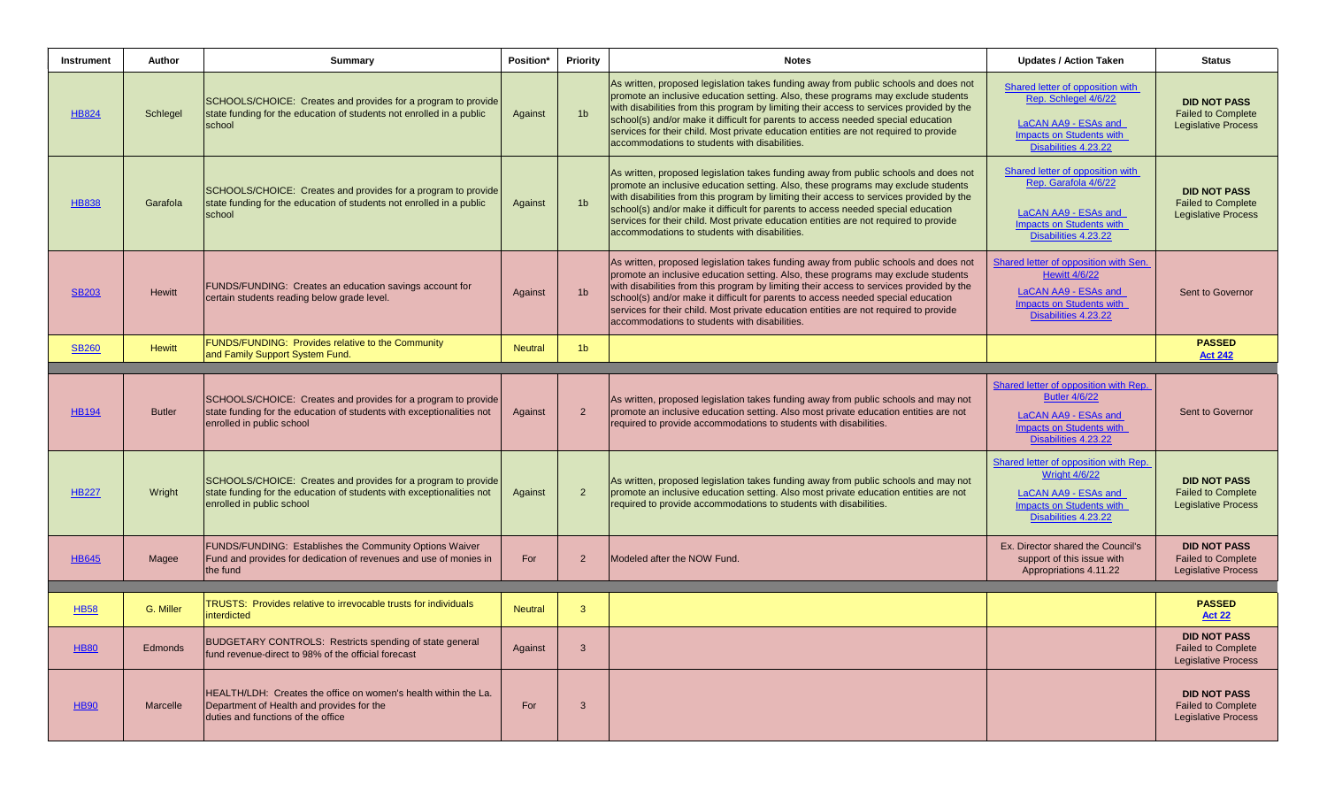| Instrument | Author | Summary | Position* | Priority | Notes | Updates / Action Taken | Status |
|---|---|---|---|---|---|---|---|
| HB824 | Schlegel | SCHOOLS/CHOICE: Creates and provides for a program to provide state funding for the education of students not enrolled in a public school | Against | 1b | As written, proposed legislation takes funding away from public schools and does not promote an inclusive education setting. Also, these programs may exclude students with disabilities from this program by limiting their access to services provided by the school(s) and/or make it difficult for parents to access needed special education services for their child. Most private education entities are not required to provide accommodations to students with disabilities. | Shared letter of opposition with Rep. Schlegel 4/6/22<br><br>LaCAN AA9 - ESAs and Impacts on Students with Disabilities 4.23.22 | **DID NOT PASS** Failed to Complete Legislative Process |
| HB838 | Garafola | SCHOOLS/CHOICE: Creates and provides for a program to provide state funding for the education of students not enrolled in a public school | Against | 1b | As written, proposed legislation takes funding away from public schools and does not promote an inclusive education setting. Also, these programs may exclude students with disabilities from this program by limiting their access to services provided by the school(s) and/or make it difficult for parents to access needed special education services for their child. Most private education entities are not required to provide accommodations to students with disabilities. | Shared letter of opposition with Rep. Garafola 4/6/22<br><br>LaCAN AA9 - ESAs and Impacts on Students with Disabilities 4.23.22 | **DID NOT PASS** Failed to Complete Legislative Process |
| SB203 | Hewitt | FUNDS/FUNDING: Creates an education savings account for certain students reading below grade level. | Against | 1b | As written, proposed legislation takes funding away from public schools and does not promote an inclusive education setting. Also, these programs may exclude students with disabilities from this program by limiting their access to services provided by the school(s) and/or make it difficult for parents to access needed special education services for their child. Most private education entities are not required to provide accommodations to students with disabilities. | Shared letter of opposition with Sen. Hewitt 4/6/22<br>LaCAN AA9 - ESAs and Impacts on Students with Disabilities 4.23.22 | Sent to Governor |
| SB260 | Hewitt | FUNDS/FUNDING: Provides relative to the Community and Family Support System Fund. | Neutral | 1b | | | **PASSED** **Act 242** |
| | | | | | | | |
| HB194 | Butler | SCHOOLS/CHOICE: Creates and provides for a program to provide state funding for the education of students with exceptionalities not enrolled in public school | Against | 2 | As written, proposed legislation takes funding away from public schools and may not promote an inclusive education setting. Also most private education entities are not required to provide accommodations to students with disabilities. | Shared letter of opposition with Rep. Butler 4/6/22<br>LaCAN AA9 - ESAs and Impacts on Students with Disabilities 4.23.22 | Sent to Governor |
| HB227 | Wright | SCHOOLS/CHOICE: Creates and provides for a program to provide state funding for the education of students with exceptionalities not enrolled in public school | Against | 2 | As written, proposed legislation takes funding away from public schools and may not promote an inclusive education setting. Also most private education entities are not required to provide accommodations to students with disabilities. | Shared letter of opposition with Rep. Wright 4/6/22<br>LaCAN AA9 - ESAs and Impacts on Students with Disabilities 4.23.22 | **DID NOT PASS** Failed to Complete Legislative Process |
| HB645 | Magee | FUNDS/FUNDING: Establishes the Community Options Waiver Fund and provides for dedication of revenues and use of monies in the fund | For | 2 | Modeled after the NOW Fund. | Ex. Director shared the Council's support of this issue with Appropriations 4.11.22 | **DID NOT PASS** Failed to Complete Legislative Process |
| | | | | | | | |
| HB58 | G. Miller | TRUSTS: Provides relative to irrevocable trusts for individuals interdicted | Neutral | 3 | | | **PASSED** **Act 22** |
| HB80 | Edmonds | BUDGETARY CONTROLS: Restricts spending of state general fund revenue-direct to 98% of the official forecast | Against | 3 | | | **DID NOT PASS** Failed to Complete Legislative Process |
| HB90 | Marcelle | HEALTH/LDH: Creates the office on women's health within the La. Department of Health and provides for the duties and functions of the office | For | 3 | | | **DID NOT PASS** Failed to Complete Legislative Process |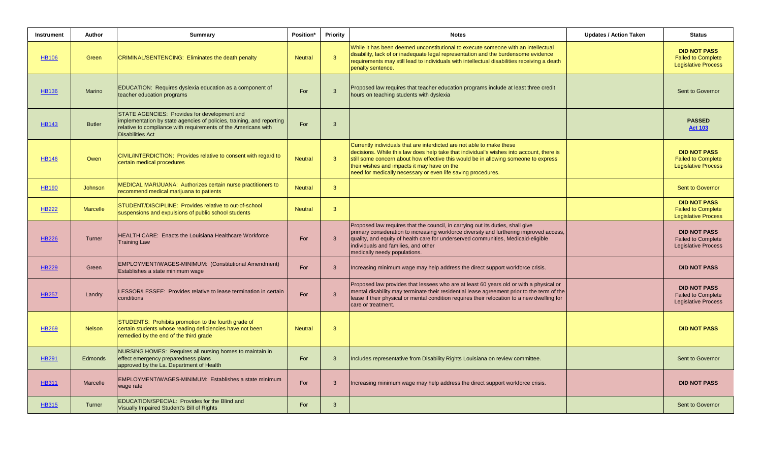| Instrument | Author | Summary | Position* | Priority | Notes | Updates / Action Taken | Status |
|---|---|---|---|---|---|---|---|
| HB106 | Green | CRIMINAL/SENTENCING: Eliminates the death penalty | Neutral | 3 | While it has been deemed unconstitutional to execute someone with an intellectual disability, lack of or inadequate legal representation and the burdensome evidence requirements may still lead to individuals with intellectual disabilities receiving a death penalty sentence. | | **DID NOT PASS** Failed to Complete Legislative Process |
| HB136 | Marino | EDUCATION: Requires dyslexia education as a component of teacher education programs | For | 3 | Proposed law requires that teacher education programs include at least three credit hours on teaching students with dyslexia | | Sent to Governor |
| HB143 | Butler | STATE AGENCIES: Provides for development and implementation by state agencies of policies, training, and reporting relative to compliance with requirements of the Americans with Disabilities Act | For | 3 | | | **PASSED** **Act 103** |
| HB146 | Owen | CIVIL/INTERDICTION: Provides relative to consent with regard to certain medical procedures | Neutral | 3 | Currently individuals that are interdicted are not able to make these decisions. While this law does help take that individual's wishes into account, there is still some concern about how effective this would be in allowing someone to express their wishes and impacts it may have on the need for medically necessary or even life saving procedures. | | **DID NOT PASS** Failed to Complete Legislative Process |
| HB190 | Johnson | MEDICAL MARIJUANA: Authorizes certain nurse practitioners to recommend medical marijuana to patients | Neutral | 3 | | | Sent to Governor |
| HB222 | Marcelle | STUDENT/DISCIPLINE: Provides relative to out-of-school suspensions and expulsions of public school students | Neutral | 3 | | | **DID NOT PASS** Failed to Complete Legislative Process |
| HB226 | Turner | HEALTH CARE: Enacts the Louisiana Healthcare Workforce Training Law | For | 3 | Proposed law requires that the council, in carrying out its duties, shall give primary consideration to increasing workforce diversity and furthering improved access, quality, and equity of health care for underserved communities, Medicaid-eligible individuals and families, and other medically needy populations. | | **DID NOT PASS** Failed to Complete Legislative Process |
| HB229 | Green | EMPLOYMENT/WAGES-MINIMUM: (Constitutional Amendment) Establishes a state minimum wage | For | 3 | Increasing minimum wage may help address the direct support workforce crisis. | | **DID NOT PASS** |
| HB257 | Landry | LESSOR/LESSEE: Provides relative to lease termination in certain conditions | For | 3 | Proposed law provides that lessees who are at least 60 years old or with a physical or mental disability may terminate their residential lease agreement prior to the term of the lease if their physical or mental condition requires their relocation to a new dwelling for care or treatment. | | **DID NOT PASS** Failed to Complete Legislative Process |
| HB269 | Nelson | STUDENTS: Prohibits promotion to the fourth grade of certain students whose reading deficiencies have not been remedied by the end of the third grade | Neutral | 3 | | | **DID NOT PASS** |
| HB291 | Edmonds | NURSING HOMES: Requires all nursing homes to maintain in effect emergency preparedness plans approved by the La. Department of Health | For | 3 | Includes representative from Disability Rights Louisiana on review committee. | | Sent to Governor |
| HB311 | Marcelle | EMPLOYMENT/WAGES-MINIMUM: Establishes a state minimum wage rate | For | 3 | Increasing minimum wage may help address the direct support workforce crisis. | | **DID NOT PASS** |
| HB315 | Turner | EDUCATION/SPECIAL: Provides for the Blind and Visually Impaired Student's Bill of Rights | For | 3 | | | Sent to Governor |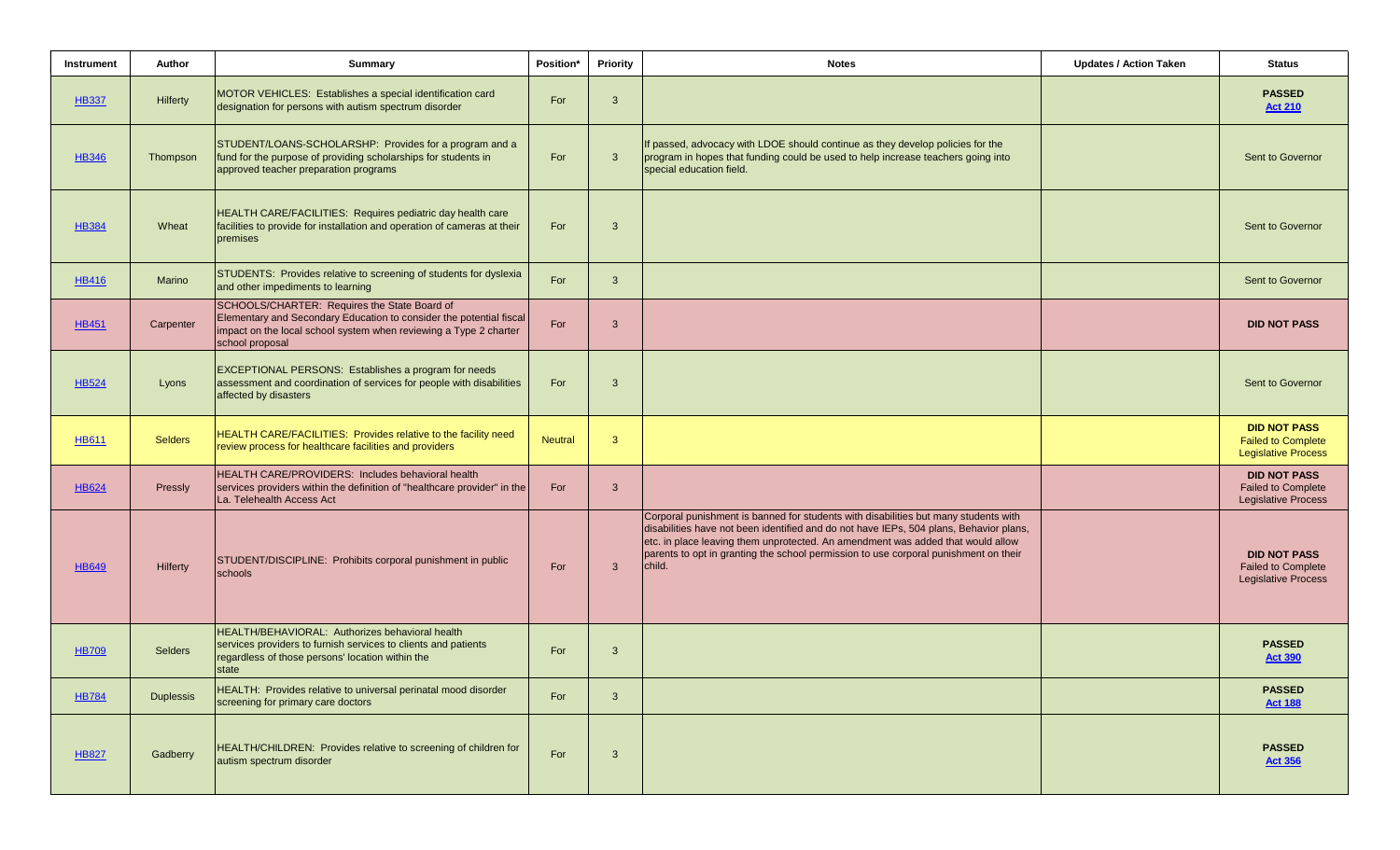| Instrument | Author | Summary | Position* | Priority | Notes | Updates / Action Taken | Status |
|---|---|---|---|---|---|---|---|
| HB337 | Hilferty | MOTOR VEHICLES: Establishes a special identification card designation for persons with autism spectrum disorder | For | 3 | | | **PASSED** **Act 210** |
| HB346 | Thompson | STUDENT/LOANS-SCHOLARSHP: Provides for a program and a fund for the purpose of providing scholarships for students in approved teacher preparation programs | For | 3 | If passed, advocacy with LDOE should continue as they develop policies for the program in hopes that funding could be used to help increase teachers going into special education field. | | Sent to Governor |
| HB384 | Wheat | HEALTH CARE/FACILITIES: Requires pediatric day health care facilities to provide for installation and operation of cameras at their premises | For | 3 | | | Sent to Governor |
| HB416 | Marino | STUDENTS: Provides relative to screening of students for dyslexia and other impediments to learning | For | 3 | | | Sent to Governor |
| HB451 | Carpenter | SCHOOLS/CHARTER: Requires the State Board of Elementary and Secondary Education to consider the potential fiscal impact on the local school system when reviewing a Type 2 charter school proposal | For | 3 | | | **DID NOT PASS** |
| HB524 | Lyons | EXCEPTIONAL PERSONS: Establishes a program for needs assessment and coordination of services for people with disabilities affected by disasters | For | 3 | | | Sent to Governor |
| HB611 | Selders | HEALTH CARE/FACILITIES: Provides relative to the facility need review process for healthcare facilities and providers | Neutral | 3 | | | **DID NOT PASS** Failed to Complete Legislative Process |
| HB624 | Pressly | HEALTH CARE/PROVIDERS: Includes behavioral health services providers within the definition of "healthcare provider" in the La. Telehealth Access Act | For | 3 | | | **DID NOT PASS** Failed to Complete Legislative Process |
| HB649 | Hilferty | STUDENT/DISCIPLINE: Prohibits corporal punishment in public schools | For | 3 | Corporal punishment is banned for students with disabilities but many students with disabilities have not been identified and do not have IEPs, 504 plans, Behavior plans, etc. in place leaving them unprotected. An amendment was added that would allow parents to opt in granting the school permission to use corporal punishment on their child. | | **DID NOT PASS** Failed to Complete Legislative Process |
| HB709 | Selders | HEALTH/BEHAVIORAL: Authorizes behavioral health services providers to furnish services to clients and patients regardless of those persons' location within the state | For | 3 | | | **PASSED** **Act 390** |
| HB784 | Duplessis | HEALTH: Provides relative to universal perinatal mood disorder screening for primary care doctors | For | 3 | | | **PASSED** **Act 188** |
| HB827 | Gadberry | HEALTH/CHILDREN: Provides relative to screening of children for autism spectrum disorder | For | 3 | | | **PASSED** **Act 356** |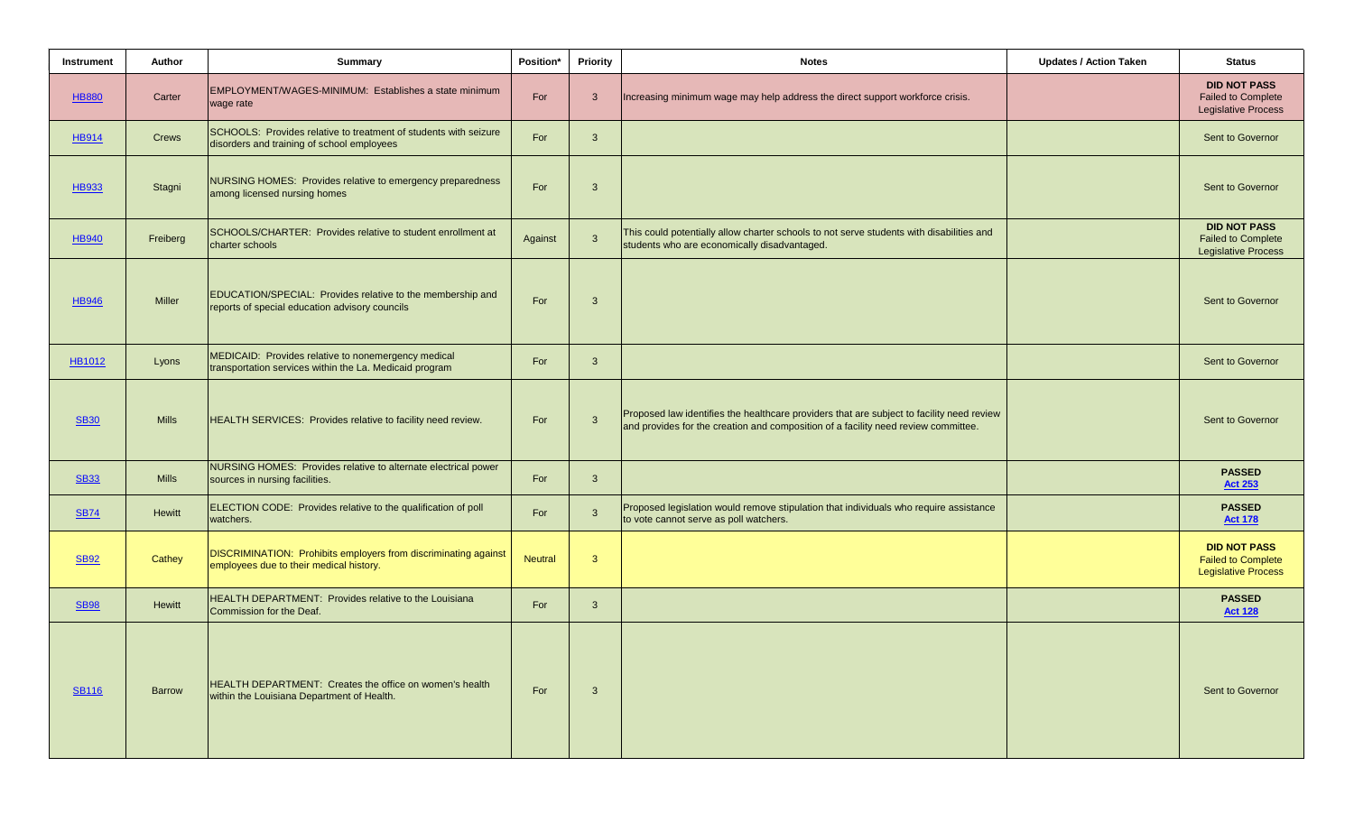| Instrument | Author | Summary | Position* | Priority | Notes | Updates / Action Taken | Status |
|---|---|---|---|---|---|---|---|
| HB880 | Carter | EMPLOYMENT/WAGES-MINIMUM: Establishes a state minimum wage rate | For | 3 | Increasing minimum wage may help address the direct support workforce crisis. | | **DID NOT PASS** Failed to Complete Legislative Process |
| HB914 | Crews | SCHOOLS: Provides relative to treatment of students with seizure disorders and training of school employees | For | 3 | | | Sent to Governor |
| HB933 | Stagni | NURSING HOMES: Provides relative to emergency preparedness among licensed nursing homes | For | 3 | | | Sent to Governor |
| HB940 | Freiberg | SCHOOLS/CHARTER: Provides relative to student enrollment at charter schools | Against | 3 | This could potentially allow charter schools to not serve students with disabilities and students who are economically disadvantaged. | | **DID NOT PASS** Failed to Complete Legislative Process |
| HB946 | Miller | EDUCATION/SPECIAL: Provides relative to the membership and reports of special education advisory councils | For | 3 | | | Sent to Governor |
| HB1012 | Lyons | MEDICAID: Provides relative to nonemergency medical transportation services within the La. Medicaid program | For | 3 | | | Sent to Governor |
| SB30 | Mills | HEALTH SERVICES: Provides relative to facility need review. | For | 3 | Proposed law identifies the healthcare providers that are subject to facility need review and provides for the creation and composition of a facility need review committee. | | Sent to Governor |
| SB33 | Mills | NURSING HOMES: Provides relative to alternate electrical power sources in nursing facilities. | For | 3 | | | **PASSED** **Act 253** |
| SB74 | Hewitt | ELECTION CODE: Provides relative to the qualification of poll watchers. | For | 3 | Proposed legislation would remove stipulation that individuals who require assistance to vote cannot serve as poll watchers. | | **PASSED** **Act 178** |
| SB92 | Cathey | DISCRIMINATION: Prohibits employers from discriminating against employees due to their medical history. | Neutral | 3 | | | **DID NOT PASS** Failed to Complete Legislative Process |
| SB98 | Hewitt | HEALTH DEPARTMENT: Provides relative to the Louisiana Commission for the Deaf. | For | 3 | | | **PASSED** **Act 128** |
| SB116 | Barrow | HEALTH DEPARTMENT: Creates the office on women's health within the Louisiana Department of Health. | For | 3 | | | Sent to Governor |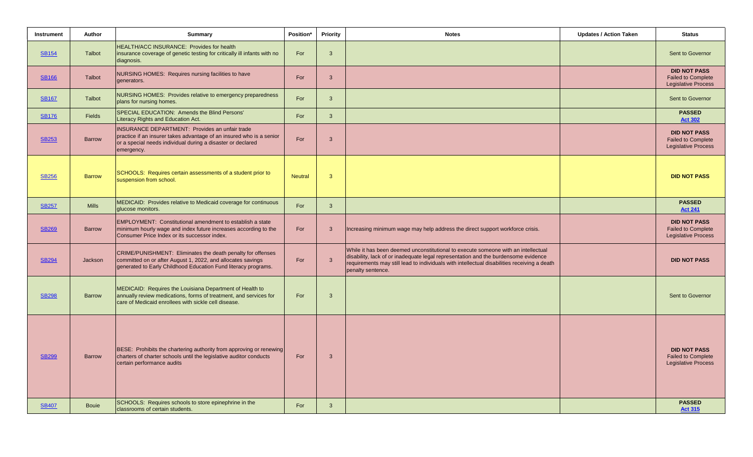| Instrument | Author | Summary | Position* | Priority | Notes | Updates / Action Taken | Status |
|---|---|---|---|---|---|---|---|
| SB154 | Talbot | HEALTH/ACC INSURANCE: Provides for health insurance coverage of genetic testing for critically ill infants with no diagnosis. | For | 3 | | | Sent to Governor |
| SB166 | Talbot | NURSING HOMES: Requires nursing facilities to have generators. | For | 3 | | | **DID NOT PASS** Failed to Complete Legislative Process |
| SB167 | Talbot | NURSING HOMES: Provides relative to emergency preparedness plans for nursing homes. | For | 3 | | | Sent to Governor |
| SB176 | Fields | SPECIAL EDUCATION: Amends the Blind Persons' Literacy Rights and Education Act. | For | 3 | | | **PASSED** **Act 302** |
| SB253 | Barrow | INSURANCE DEPARTMENT: Provides an unfair trade practice if an insurer takes advantage of an insured who is a senior or a special needs individual during a disaster or declared emergency. | For | 3 | | | **DID NOT PASS** Failed to Complete Legislative Process |
| SB256 | Barrow | SCHOOLS: Requires certain assessments of a student prior to suspension from school. | Neutral | 3 | | | **DID NOT PASS** |
| SB257 | Mills | MEDICAID: Provides relative to Medicaid coverage for continuous glucose monitors. | For | 3 | | | **PASSED** **Act 241** |
| SB269 | Barrow | EMPLOYMENT: Constitutional amendment to establish a state minimum hourly wage and index future increases according to the Consumer Price Index or its successor index. | For | 3 | Increasing minimum wage may help address the direct support workforce crisis. | | **DID NOT PASS** Failed to Complete Legislative Process |
| SB294 | Jackson | CRIME/PUNISHMENT: Eliminates the death penalty for offenses committed on or after August 1, 2022, and allocates savings generated to Early Childhood Education Fund literacy programs. | For | 3 | While it has been deemed unconstitutional to execute someone with an intellectual disability, lack of or inadequate legal representation and the burdensome evidence requirements may still lead to individuals with intellectual disabilities receiving a death penalty sentence. | | **DID NOT PASS** |
| SB298 | Barrow | MEDICAID: Requires the Louisiana Department of Health to annually review medications, forms of treatment, and services for care of Medicaid enrollees with sickle cell disease. | For | 3 | | | Sent to Governor |
| SB299 | Barrow | BESE: Prohibits the chartering authority from approving or renewing charters of charter schools until the legislative auditor conducts certain performance audits | For | 3 | | | **DID NOT PASS** Failed to Complete Legislative Process |
| SB407 | Bouie | SCHOOLS: Requires schools to store epinephrine in the classrooms of certain students. | For | 3 | | | **PASSED** **Act 315** |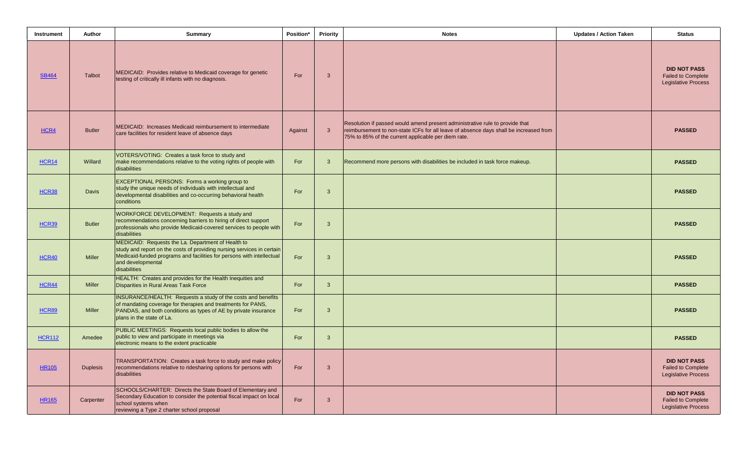| Instrument | Author | Summary | Position* | Priority | Notes | Updates / Action Taken | Status |
|---|---|---|---|---|---|---|---|
| SB464 | Talbot | MEDICAID: Provides relative to Medicaid coverage for genetic testing of critically ill infants with no diagnosis. | For | 3 | | | **DID NOT PASS** Failed to Complete Legislative Process |
| HCR4 | Butler | MEDICAID: Increases Medicaid reimbursement to intermediate care facilities for resident leave of absence days | Against | 3 | Resolution if passed would amend present administrative rule to provide that reimbursement to non-state ICFs for all leave of absence days shall be increased from 75% to 85% of the current applicable per diem rate. | | **PASSED** |
| HCR14 | Willard | VOTERS/VOTING: Creates a task force to study and make recommendations relative to the voting rights of people with disabilities | For | 3 | Recommend more persons with disabilities be included in task force makeup. | | **PASSED** |
| HCR38 | Davis | EXCEPTIONAL PERSONS: Forms a working group to study the unique needs of individuals with intellectual and developmental disabilities and co-occurring behavioral health conditions | For | 3 | | | **PASSED** |
| HCR39 | Butler | WORKFORCE DEVELOPMENT: Requests a study and recommendations concerning barriers to hiring of direct support professionals who provide Medicaid-covered services to people with disabilities | For | 3 | | | **PASSED** |
| HCR40 | Miller | MEDICAID: Requests the La. Department of Health to study and report on the costs of providing nursing services in certain Medicaid-funded programs and facilities for persons with intellectual and developmental disabilities | For | 3 | | | **PASSED** |
| HCR44 | Miller | HEALTH: Creates and provides for the Health Inequities and Disparities in Rural Areas Task Force | For | 3 | | | **PASSED** |
| HCR89 | Miller | INSURANCE/HEALTH: Requests a study of the costs and benefits of mandating coverage for therapies and treatments for PANS, PANDAS, and both conditions as types of AE by private insurance plans in the state of La. | For | 3 | | | **PASSED** |
| HCR112 | Amedee | PUBLIC MEETINGS: Requests local public bodies to allow the public to view and participate in meetings via electronic means to the extent practicable | For | 3 | | | **PASSED** |
| HR105 | Duplesis | TRANSPORTATION: Creates a task force to study and make policy recommendations relative to ridesharing options for persons with disabilities | For | 3 | | | **DID NOT PASS** Failed to Complete Legislative Process |
| HR165 | Carpenter | SCHOOLS/CHARTER: Directs the State Board of Elementary and Secondary Education to consider the potential fiscal impact on local school systems when reviewing a Type 2 charter school proposal | For | 3 | | | **DID NOT PASS** Failed to Complete Legislative Process |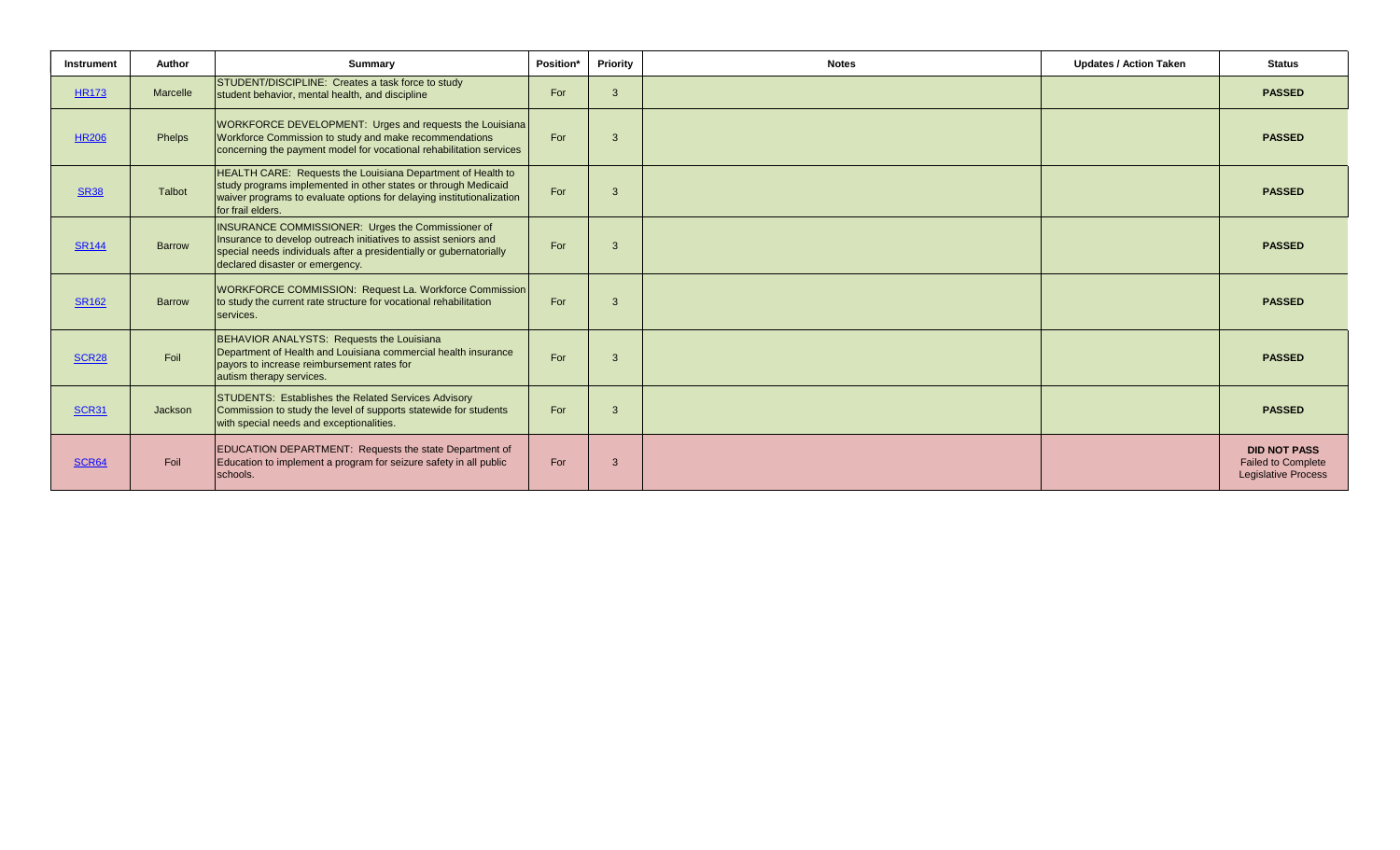| Instrument | Author | Summary | Position* | Priority | Notes | Updates / Action Taken | Status |
|---|---|---|---|---|---|---|---|
| HR173 | Marcelle | STUDENT/DISCIPLINE: Creates a task force to study student behavior, mental health, and discipline | For | 3 | | | **PASSED** |
| HR206 | Phelps | WORKFORCE DEVELOPMENT: Urges and requests the Louisiana Workforce Commission to study and make recommendations concerning the payment model for vocational rehabilitation services | For | 3 | | | **PASSED** |
| SR38 | Talbot | HEALTH CARE: Requests the Louisiana Department of Health to study programs implemented in other states or through Medicaid waiver programs to evaluate options for delaying institutionalization for frail elders. | For | 3 | | | **PASSED** |
| SR144 | Barrow | INSURANCE COMMISSIONER: Urges the Commissioner of Insurance to develop outreach initiatives to assist seniors and special needs individuals after a presidentially or gubernatorially declared disaster or emergency. | For | 3 | | | **PASSED** |
| SR162 | Barrow | WORKFORCE COMMISSION: Request La. Workforce Commission to study the current rate structure for vocational rehabilitation services. | For | 3 | | | **PASSED** |
| SCR28 | Foil | BEHAVIOR ANALYSTS: Requests the Louisiana Department of Health and Louisiana commercial health insurance payors to increase reimbursement rates for autism therapy services. | For | 3 | | | **PASSED** |
| SCR31 | Jackson | STUDENTS: Establishes the Related Services Advisory Commission to study the level of supports statewide for students with special needs and exceptionalities. | For | 3 | | | **PASSED** |
| SCR64 | Foil | EDUCATION DEPARTMENT: Requests the state Department of Education to implement a program for seizure safety in all public schools. | For | 3 | | | **DID NOT PASS** Failed to Complete Legislative Process |